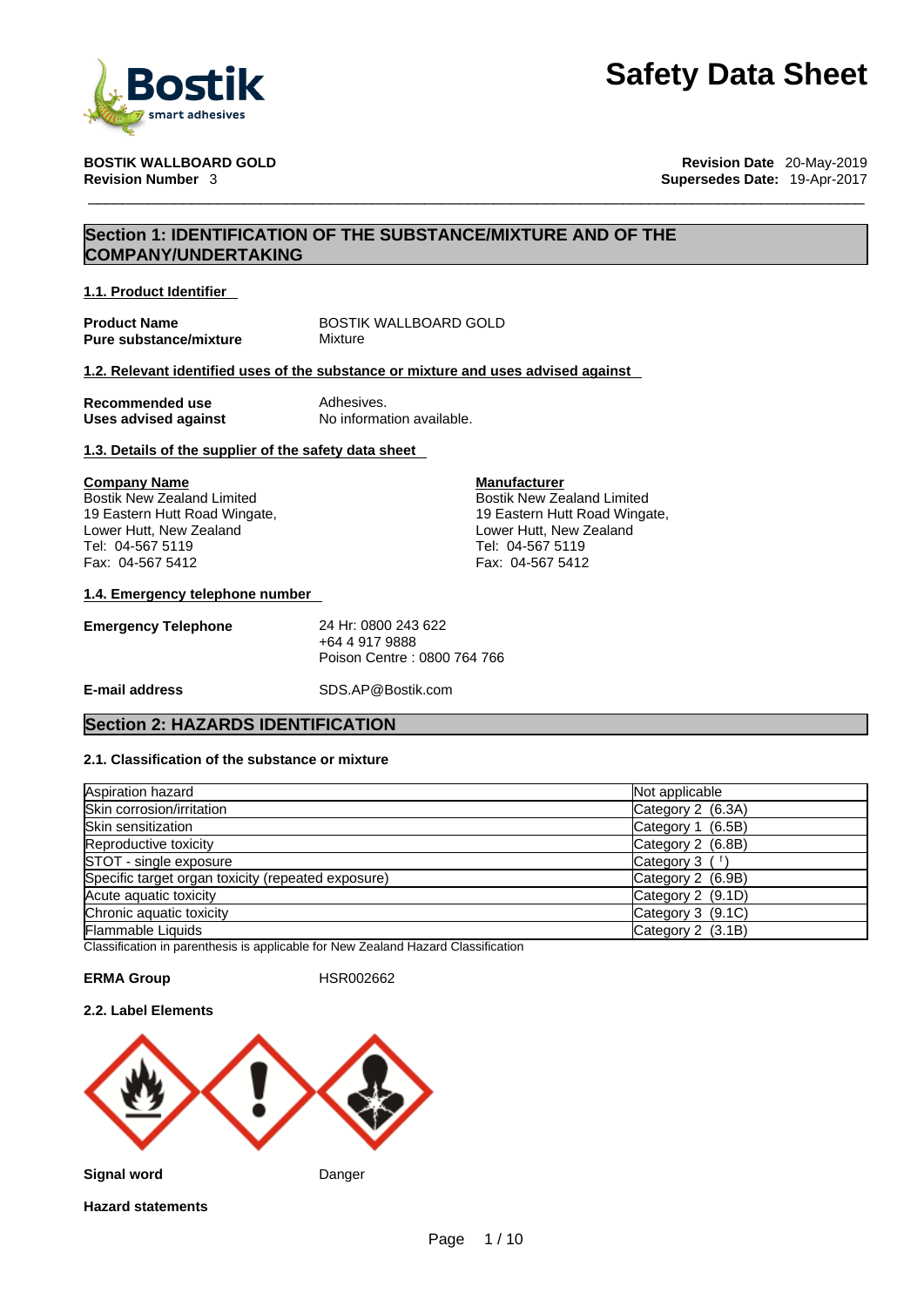# Safety Data Sheet

**BOSTIK WALLBOARD GOLD**
**Revision Number** 3

**Revision Date** 20-May-2019
**Supersedes Date:** 19-Apr-2017

## Section 1: IDENTIFICATION OF THE SUBSTANCE/MIXTURE AND OF THE COMPANY/UNDERTAKING

### 1.1. Product Identifier

**Product Name** BOSTIK WALLBOARD GOLD
**Pure substance/mixture** Mixture

### 1.2. Relevant identified uses of the substance or mixture and uses advised against

**Recommended use** Adhesives.
**Uses advised against** No information available.

### 1.3. Details of the supplier of the safety data sheet

**Company Name**
Bostik New Zealand Limited
19 Eastern Hutt Road Wingate,
Lower Hutt, New Zealand
Tel: 04-567 5119
Fax: 04-567 5412

**Manufacturer**
Bostik New Zealand Limited
19 Eastern Hutt Road Wingate,
Lower Hutt, New Zealand
Tel: 04-567 5119
Fax: 04-567 5412

### 1.4. Emergency telephone number

**Emergency Telephone** 24 Hr: 0800 243 622
+64 4 917 9888
Poison Centre : 0800 764 766

**E-mail address** SDS.AP@Bostik.com

## Section 2: HAZARDS IDENTIFICATION

### 2.1. Classification of the substance or mixture

| Hazard | Classification |
|---|---|
| Aspiration hazard | Not applicable |
| Skin corrosion/irritation | Category 2 (6.3A) |
| Skin sensitization | Category 1 (6.5B) |
| Reproductive toxicity | Category 2 (6.8B) |
| STOT - single exposure | Category 3 ( ' ) |
| Specific target organ toxicity (repeated exposure) | Category 2 (6.9B) |
| Acute aquatic toxicity | Category 2 (9.1D) |
| Chronic aquatic toxicity | Category 3 (9.1C) |
| Flammable Liquids | Category 2 (3.1B) |

Classification in parenthesis is applicable for New Zealand Hazard Classification

**ERMA Group** HSR002662

### 2.2. Label Elements

**Signal word** Danger

**Hazard statements**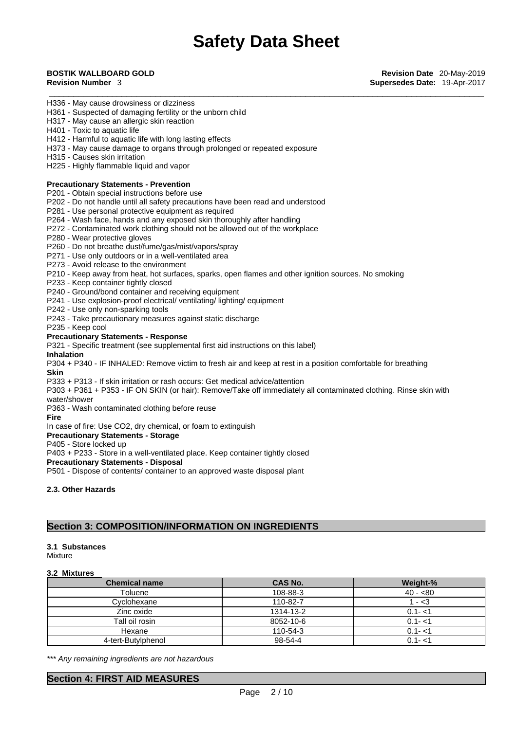H336 - May cause drowsiness or dizziness
H361 - Suspected of damaging fertility or the unborn child
H317 - May cause an allergic skin reaction
H401 - Toxic to aquatic life
H412 - Harmful to aquatic life with long lasting effects
H373 - May cause damage to organs through prolonged or repeated exposure
H315 - Causes skin irritation
H225 - Highly flammable liquid and vapor

**Precautionary Statements - Prevention**
P201 - Obtain special instructions before use
P202 - Do not handle until all safety precautions have been read and understood
P281 - Use personal protective equipment as required
P264 - Wash face, hands and any exposed skin thoroughly after handling
P272 - Contaminated work clothing should not be allowed out of the workplace
P280 - Wear protective gloves
P260 - Do not breathe dust/fume/gas/mist/vapors/spray
P271 - Use only outdoors or in a well-ventilated area
P273 - Avoid release to the environment
P210 - Keep away from heat, hot surfaces, sparks, open flames and other ignition sources. No smoking
P233 - Keep container tightly closed
P240 - Ground/bond container and receiving equipment
P241 - Use explosion-proof electrical/ ventilating/ lighting/ equipment
P242 - Use only non-sparking tools
P243 - Take precautionary measures against static discharge
P235 - Keep cool
**Precautionary Statements - Response**
P321 - Specific treatment (see supplemental first aid instructions on this label)
**Inhalation**
P304 + P340 - IF INHALED: Remove victim to fresh air and keep at rest in a position comfortable for breathing
**Skin**
P333 + P313 - If skin irritation or rash occurs: Get medical advice/attention
P303 + P361 + P353 - IF ON SKIN (or hair): Remove/Take off immediately all contaminated clothing. Rinse skin with water/shower
P363 - Wash contaminated clothing before reuse
**Fire**
In case of fire: Use CO2, dry chemical, or foam to extinguish
**Precautionary Statements - Storage**
P405 - Store locked up
P403 + P233 - Store in a well-ventilated place. Keep container tightly closed
**Precautionary Statements - Disposal**
P501 - Dispose of contents/ container to an approved waste disposal plant

**2.3. Other Hazards**

## Section 3: COMPOSITION/INFORMATION ON INGREDIENTS

**3.1 Substances**
Mixture

**3.2 Mixtures**

| Chemical name | CAS No. | Weight-% |
|---|---|---|
| Toluene | 108-88-3 | 40 - <80 |
| Cyclohexane | 110-82-7 | 1 - <3 |
| Zinc oxide | 1314-13-2 | 0.1- <1 |
| Tall oil rosin | 8052-10-6 | 0.1- <1 |
| Hexane | 110-54-3 | 0.1- <1 |
| 4-tert-Butylphenol | 98-54-4 | 0.1- <1 |

*\*\*\* Any remaining ingredients are not hazardous*

## Section 4: FIRST AID MEASURES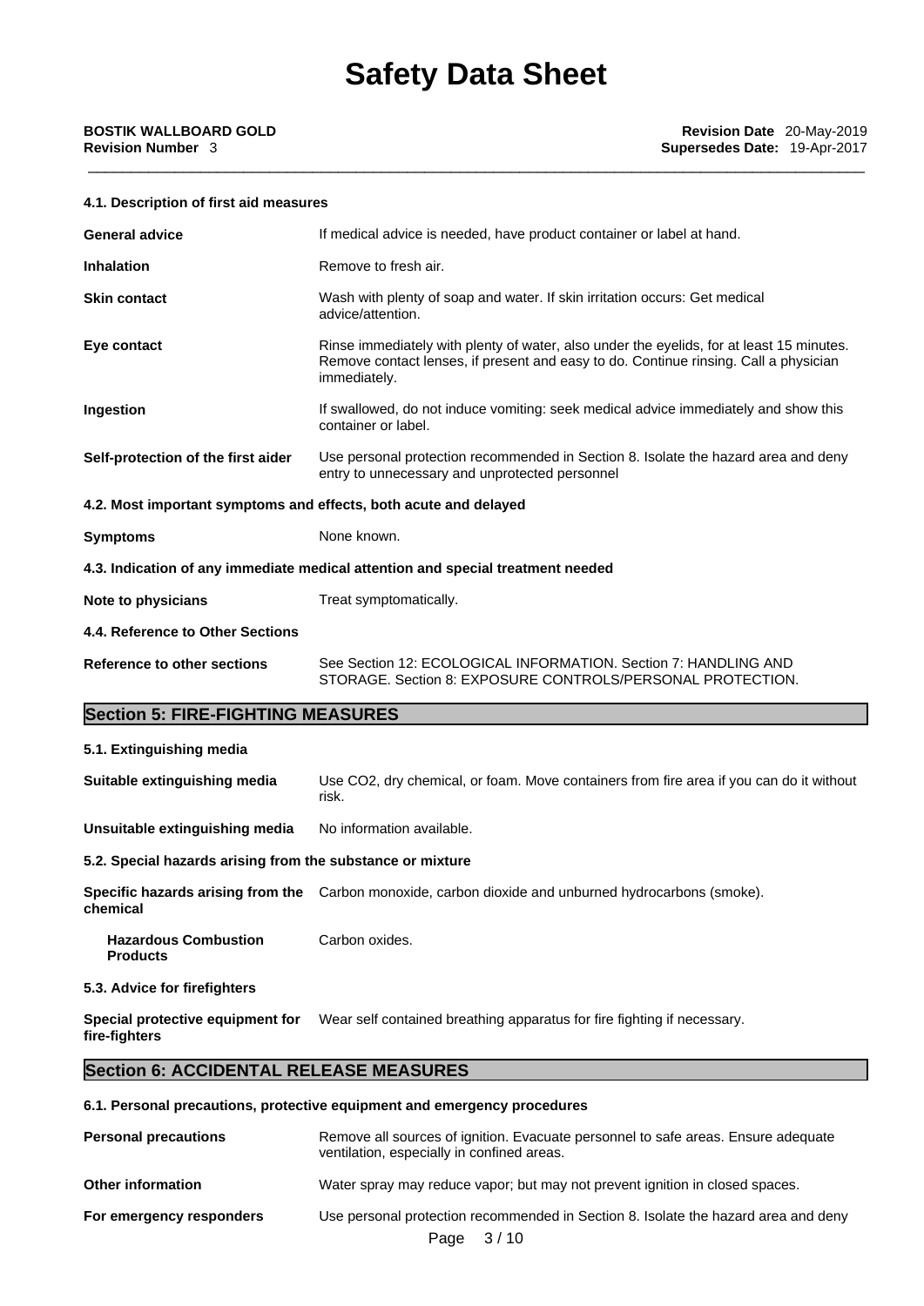#### 4.1. Description of first aid measures

| | |
|---|---|
| **General advice** | If medical advice is needed, have product container or label at hand. |
| **Inhalation** | Remove to fresh air. |
| **Skin contact** | Wash with plenty of soap and water. If skin irritation occurs: Get medical advice/attention. |
| **Eye contact** | Rinse immediately with plenty of water, also under the eyelids, for at least 15 minutes. Remove contact lenses, if present and easy to do. Continue rinsing. Call a physician immediately. |
| **Ingestion** | If swallowed, do not induce vomiting: seek medical advice immediately and show this container or label. |
| **Self-protection of the first aider** | Use personal protection recommended in Section 8. Isolate the hazard area and deny entry to unnecessary and unprotected personnel |

#### 4.2. Most important symptoms and effects, both acute and delayed

| | |
|---|---|
| **Symptoms** | None known. |

#### 4.3. Indication of any immediate medical attention and special treatment needed

| | |
|---|---|
| **Note to physicians** | Treat symptomatically. |

#### 4.4. Reference to Other Sections

| | |
|---|---|
| **Reference to other sections** | See Section 12: ECOLOGICAL INFORMATION. Section 7: HANDLING AND STORAGE. Section 8: EXPOSURE CONTROLS/PERSONAL PROTECTION. |

## Section 5: FIRE-FIGHTING MEASURES

#### 5.1. Extinguishing media

| | |
|---|---|
| **Suitable extinguishing media** | Use $CO_2$, dry chemical, or foam. Move containers from fire area if you can do it without risk. |
| **Unsuitable extinguishing media** | No information available. |

#### 5.2. Special hazards arising from the substance or mixture

| | |
|---|---|
| **Specific hazards arising from the chemical** | Carbon monoxide, carbon dioxide and unburned hydrocarbons (smoke). |
| **Hazardous Combustion Products** | Carbon oxides. |

#### 5.3. Advice for firefighters

| | |
|---|---|
| **Special protective equipment for fire-fighters** | Wear self contained breathing apparatus for fire fighting if necessary. |

## Section 6: ACCIDENTAL RELEASE MEASURES

#### 6.1. Personal precautions, protective equipment and emergency procedures

| | |
|---|---|
| **Personal precautions** | Remove all sources of ignition. Evacuate personnel to safe areas. Ensure adequate ventilation, especially in confined areas. |
| **Other information** | Water spray may reduce vapor; but may not prevent ignition in closed spaces. |
| **For emergency responders** | Use personal protection recommended in Section 8. Isolate the hazard area and deny |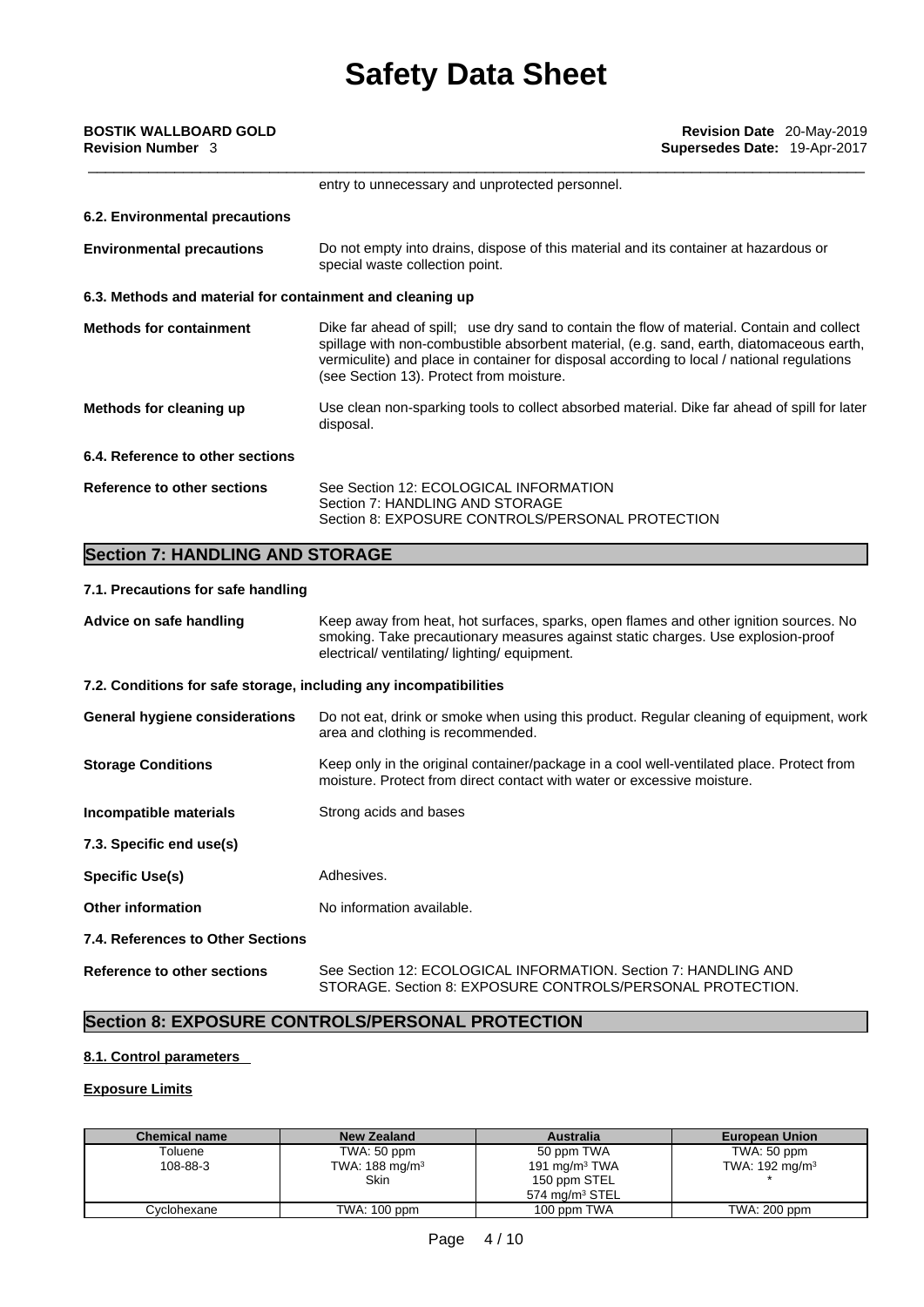entry to unnecessary and unprotected personnel.

### 6.2. Environmental precautions

**Environmental precautions** Do not empty into drains, dispose of this material and its container at hazardous or special waste collection point.

### 6.3. Methods and material for containment and cleaning up

**Methods for containment** Dike far ahead of spill; use dry sand to contain the flow of material. Contain and collect spillage with non-combustible absorbent material, (e.g. sand, earth, diatomaceous earth, vermiculite) and place in container for disposal according to local / national regulations (see Section 13). Protect from moisture.

**Methods for cleaning up** Use clean non-sparking tools to collect absorbed material. Dike far ahead of spill for later disposal.

### 6.4. Reference to other sections

**Reference to other sections** See Section 12: ECOLOGICAL INFORMATION
Section 7: HANDLING AND STORAGE
Section 8: EXPOSURE CONTROLS/PERSONAL PROTECTION

## Section 7: HANDLING AND STORAGE

### 7.1. Precautions for safe handling

**Advice on safe handling** Keep away from heat, hot surfaces, sparks, open flames and other ignition sources. No smoking. Take precautionary measures against static charges. Use explosion-proof electrical/ ventilating/ lighting/ equipment.

### 7.2. Conditions for safe storage, including any incompatibilities

**General hygiene considerations** Do not eat, drink or smoke when using this product. Regular cleaning of equipment, work area and clothing is recommended.

**Storage Conditions** Keep only in the original container/package in a cool well-ventilated place. Protect from moisture. Protect from direct contact with water or excessive moisture.

**Incompatible materials** Strong acids and bases

### 7.3. Specific end use(s)

**Specific Use(s)** Adhesives.

**Other information** No information available.

### 7.4. References to Other Sections

**Reference to other sections** See Section 12: ECOLOGICAL INFORMATION. Section 7: HANDLING AND STORAGE. Section 8: EXPOSURE CONTROLS/PERSONAL PROTECTION.

## Section 8: EXPOSURE CONTROLS/PERSONAL PROTECTION

### 8.1. Control parameters

**Exposure Limits**

| Chemical name | New Zealand | Australia | European Union |
|---|---|---|---|
| Toluene<br>108-88-3 | TWA: 50 ppm<br>TWA: 188 mg/m³<br>Skin | 50 ppm TWA<br>191 mg/m³ TWA<br>150 ppm STEL<br>574 mg/m³ STEL | TWA: 50 ppm<br>TWA: 192 mg/m³<br>* |
| Cyclohexane | TWA: 100 ppm | 100 ppm TWA | TWA: 200 ppm |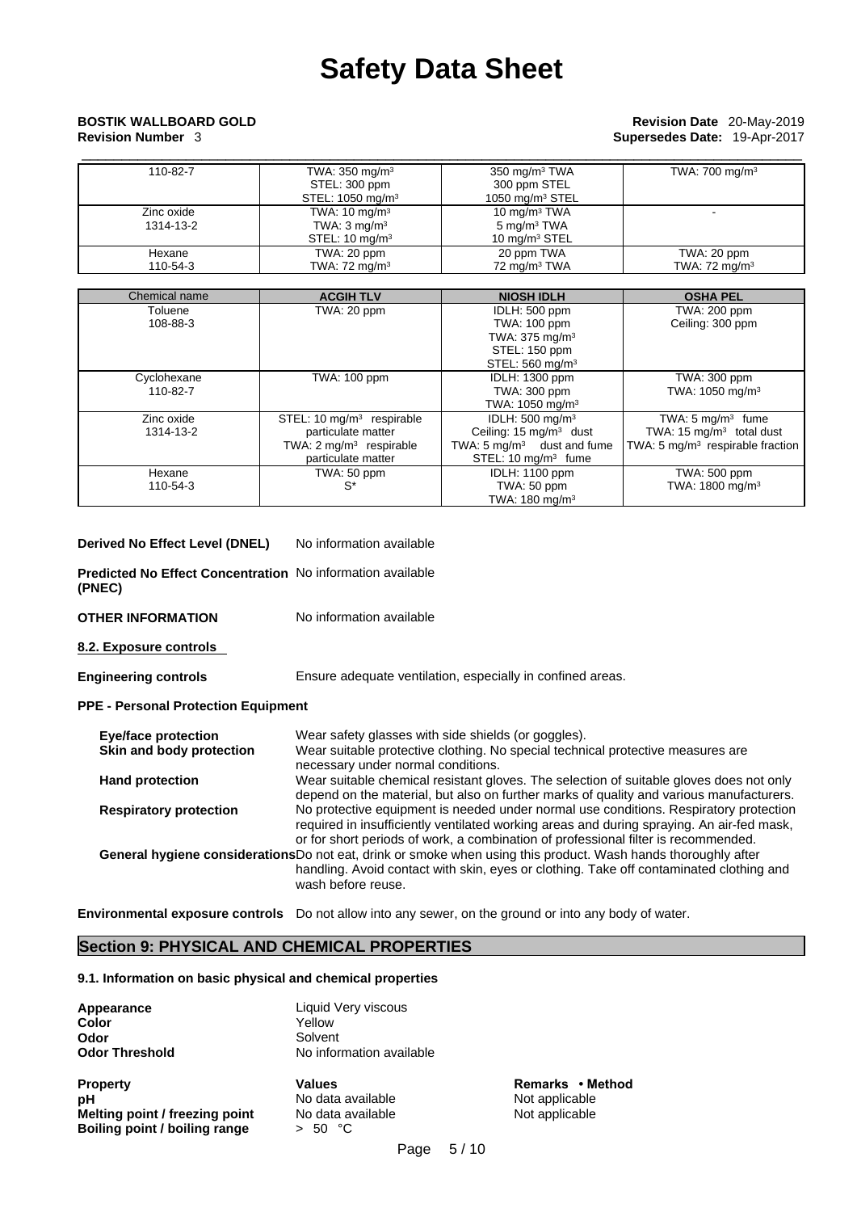# Safety Data Sheet

**BOSTIK WALLBOARD GOLD** **Revision Date** 20-May-2019
**Revision Number** 3 **Supersedes Date:** 19-Apr-2017

| | | | |
|---|---|---|---|
| 110-82-7 | TWA: 350 mg/m³<br>STEL: 300 ppm<br>STEL: 1050 mg/m³ | 350 mg/m³ TWA<br>300 ppm STEL<br>1050 mg/m³ STEL | TWA: 700 mg/m³ |
| Zinc oxide<br>1314-13-2 | TWA: 10 mg/m³<br>TWA: 3 mg/m³<br>STEL: 10 mg/m³ | 10 mg/m³ TWA<br>5 mg/m³ TWA<br>10 mg/m³ STEL | - |
| Hexane<br>110-54-3 | TWA: 20 ppm<br>TWA: 72 mg/m³ | 20 ppm TWA<br>72 mg/m³ TWA | TWA: 20 ppm<br>TWA: 72 mg/m³ |

| Chemical name | ACGIH TLV | NIOSH IDLH | OSHA PEL |
|---|---|---|---|
| Toluene<br>108-88-3 | TWA: 20 ppm | IDLH: 500 ppm<br>TWA: 100 ppm<br>TWA: 375 mg/m³<br>STEL: 150 ppm<br>STEL: 560 mg/m³ | TWA: 200 ppm<br>Ceiling: 300 ppm |
| Cyclohexane<br>110-82-7 | TWA: 100 ppm | IDLH: 1300 ppm<br>TWA: 300 ppm<br>TWA: 1050 mg/m³ | TWA: 300 ppm<br>TWA: 1050 mg/m³ |
| Zinc oxide<br>1314-13-2 | STEL: 10 mg/m³ respirable particulate matter<br>TWA: 2 mg/m³ respirable particulate matter | IDLH: 500 mg/m³<br>Ceiling: 15 mg/m³ dust<br>TWA: 5 mg/m³ dust and fume<br>STEL: 10 mg/m³ fume | TWA: 5 mg/m³ fume<br>TWA: 15 mg/m³ total dust<br>TWA: 5 mg/m³ respirable fraction |
| Hexane<br>110-54-3 | TWA: 50 ppm<br>S* | IDLH: 1100 ppm<br>TWA: 50 ppm<br>TWA: 180 mg/m³ | TWA: 500 ppm<br>TWA: 1800 mg/m³ |

**Derived No Effect Level (DNEL)** No information available

**Predicted No Effect Concentration (PNEC)** No information available

**OTHER INFORMATION** No information available

**8.2. Exposure controls**

**Engineering controls** Ensure adequate ventilation, especially in confined areas.

**PPE - Personal Protection Equipment**

**Eye/face protection** Wear safety glasses with side shields (or goggles).

**Skin and body protection** Wear suitable protective clothing. No special technical protective measures are necessary under normal conditions.

**Hand protection** Wear suitable chemical resistant gloves. The selection of suitable gloves does not only depend on the material, but also on further marks of quality and various manufacturers.

**Respiratory protection** No protective equipment is needed under normal use conditions. Respiratory protection required in insufficiently ventilated working areas and during spraying. An air-fed mask, or for short periods of work, a combination of professional filter is recommended.

**General hygiene considerations** Do not eat, drink or smoke when using this product. Wash hands thoroughly after handling. Avoid contact with skin, eyes or clothing. Take off contaminated clothing and wash before reuse.

**Environmental exposure controls** Do not allow into any sewer, on the ground or into any body of water.

## Section 9: PHYSICAL AND CHEMICAL PROPERTIES

**9.1. Information on basic physical and chemical properties**

**Appearance** Liquid Very viscous
**Color** Yellow
**Odor** Solvent
**Odor Threshold** No information available

| Property | Values | Remarks • Method |
|---|---|---|
| pH | No data available | Not applicable |
| Melting point / freezing point | No data available | Not applicable |
| Boiling point / boiling range | > 50 °C | |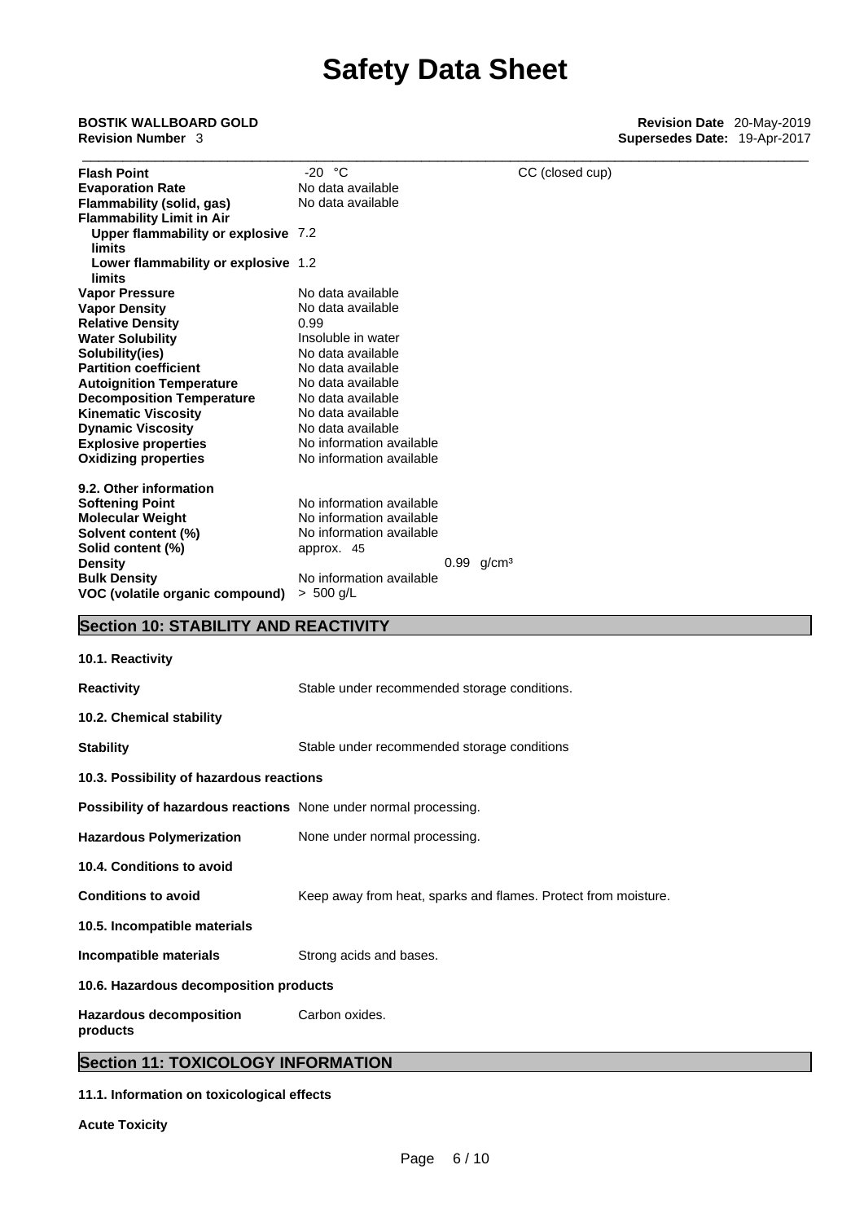| Property | Value | Remarks |
|---|---|---|
| **Flash Point** | -20 °C | CC (closed cup) |
| **Evaporation Rate** | No data available | |
| **Flammability (solid, gas)** | No data available | |
| **Flammability Limit in Air** | | |
| **Upper flammability or explosive limits** | 7.2 | |
| **Lower flammability or explosive limits** | 1.2 | |
| **Vapor Pressure** | No data available | |
| **Vapor Density** | No data available | |
| **Relative Density** | 0.99 | |
| **Water Solubility** | Insoluble in water | |
| **Solubility(ies)** | No data available | |
| **Partition coefficient** | No data available | |
| **Autoignition Temperature** | No data available | |
| **Decomposition Temperature** | No data available | |
| **Kinematic Viscosity** | No data available | |
| **Dynamic Viscosity** | No data available | |
| **Explosive properties** | No information available | |
| **Oxidizing properties** | No information available | |

**9.2. Other information**

| Property | Value |
|---|---|
| **Softening Point** | No information available |
| **Molecular Weight** | No information available |
| **Solvent content (%)** | No information available |
| **Solid content (%)** | approx. 45 |
| **Density** | 0.99 g/cm³ |
| **Bulk Density** | No information available |
| **VOC (volatile organic compound)** | > 500 g/L |

## Section 10: STABILITY AND REACTIVITY

**10.1. Reactivity**

**Reactivity** Stable under recommended storage conditions.

**10.2. Chemical stability**

**Stability** Stable under recommended storage conditions

**10.3. Possibility of hazardous reactions**

**Possibility of hazardous reactions** None under normal processing.

**Hazardous Polymerization** None under normal processing.

**10.4. Conditions to avoid**

**Conditions to avoid** Keep away from heat, sparks and flames. Protect from moisture.

**10.5. Incompatible materials**

**Incompatible materials** Strong acids and bases.

**10.6. Hazardous decomposition products**

**Hazardous decomposition products** Carbon oxides.

## Section 11: TOXICOLOGY INFORMATION

**11.1. Information on toxicological effects**

**Acute Toxicity**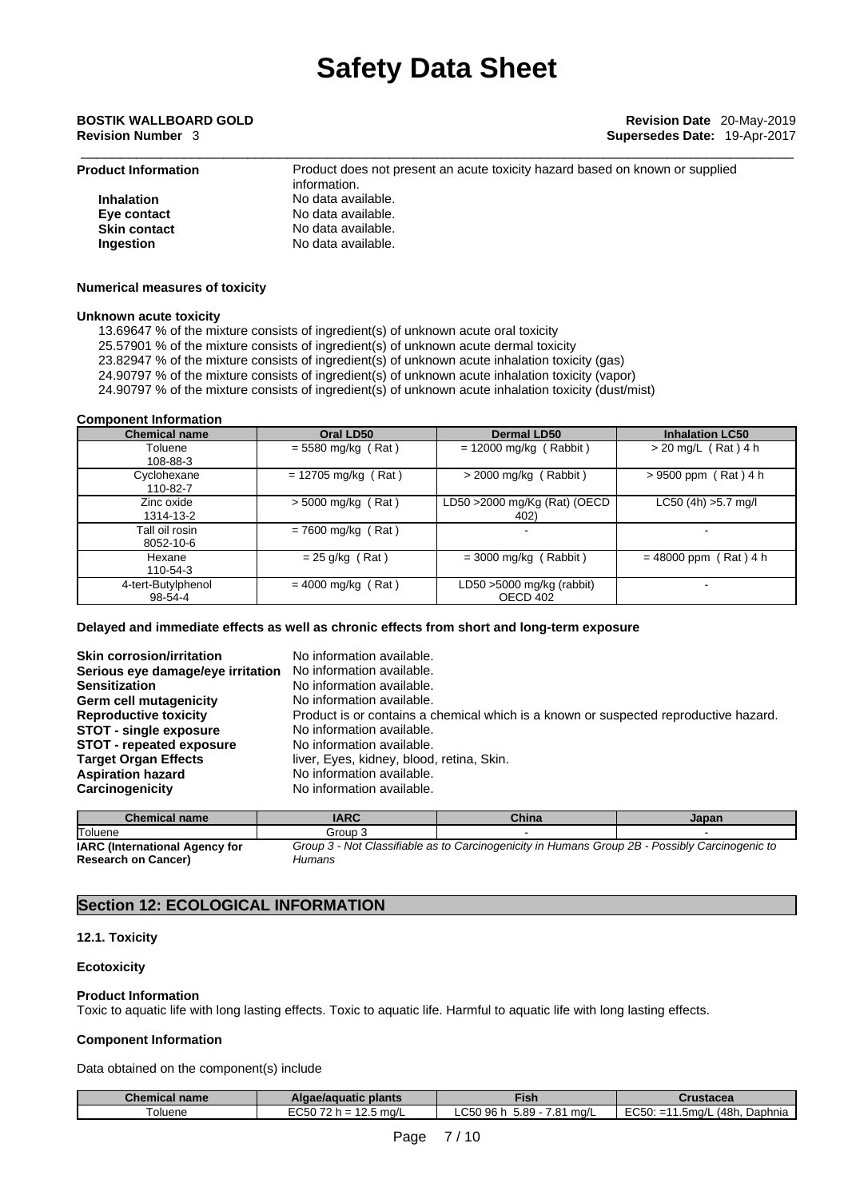**Product Information** Product does not present an acute toxicity hazard based on known or supplied information.

**Inhalation** No data available.
**Eye contact** No data available.
**Skin contact** No data available.
**Ingestion** No data available.

#### Numerical measures of toxicity

**Unknown acute toxicity**

13.69647 % of the mixture consists of ingredient(s) of unknown acute oral toxicity
25.57901 % of the mixture consists of ingredient(s) of unknown acute dermal toxicity
23.82947 % of the mixture consists of ingredient(s) of unknown acute inhalation toxicity (gas)
24.90797 % of the mixture consists of ingredient(s) of unknown acute inhalation toxicity (vapor)
24.90797 % of the mixture consists of ingredient(s) of unknown acute inhalation toxicity (dust/mist)

**Component Information**

| Chemical name | Oral LD50 | Dermal LD50 | Inhalation LC50 |
|---|---|---|---|
| Toluene<br>108-88-3 | = 5580 mg/kg ( Rat ) | = 12000 mg/kg ( Rabbit ) | > 20 mg/L ( Rat ) 4 h |
| Cyclohexane<br>110-82-7 | = 12705 mg/kg ( Rat ) | > 2000 mg/kg ( Rabbit ) | > 9500 ppm ( Rat ) 4 h |
| Zinc oxide<br>1314-13-2 | > 5000 mg/kg ( Rat ) | LD50 >2000 mg/kg (Rat) (OECD 402) | LC50 (4h) >5.7 mg/l |
| Tall oil rosin<br>8052-10-6 | = 7600 mg/kg ( Rat ) | - | - |
| Hexane<br>110-54-3 | = 25 g/kg ( Rat ) | = 3000 mg/kg ( Rabbit ) | = 48000 ppm ( Rat ) 4 h |
| 4-tert-Butylphenol<br>98-54-4 | = 4000 mg/kg ( Rat ) | LD50 >5000 mg/kg (rabbit) OECD 402 | - |

#### Delayed and immediate effects as well as chronic effects from short and long-term exposure

**Skin corrosion/irritation** No information available.
**Serious eye damage/eye irritation** No information available.
**Sensitization** No information available.
**Germ cell mutagenicity** No information available.
**Reproductive toxicity** Product is or contains a chemical which is a known or suspected reproductive hazard.
**STOT - single exposure** No information available.
**STOT - repeated exposure** No information available.
**Target Organ Effects** liver, Eyes, kidney, blood, retina, Skin.
**Aspiration hazard** No information available.
**Carcinogenicity** No information available.

| Chemical name | IARC | China | Japan |
|---|---|---|---|
| Toluene | Group 3 | - | - |

**IARC (International Agency for Research on Cancer)** *Group 3 - Not Classifiable as to Carcinogenicity in Humans Group 2B - Possibly Carcinogenic to Humans*

## Section 12: ECOLOGICAL INFORMATION

#### 12.1. Toxicity

**Ecotoxicity**

**Product Information**

Toxic to aquatic life with long lasting effects. Toxic to aquatic life. Harmful to aquatic life with long lasting effects.

**Component Information**

Data obtained on the component(s) include

| Chemical name | Algae/aquatic plants | Fish | Crustacea |
|---|---|---|---|
| Toluene | EC50 72 h = 12.5 mg/L | LC50 96 h 5.89 - 7.81 mg/L | EC50: =11.5mg/L (48h, Daphnia |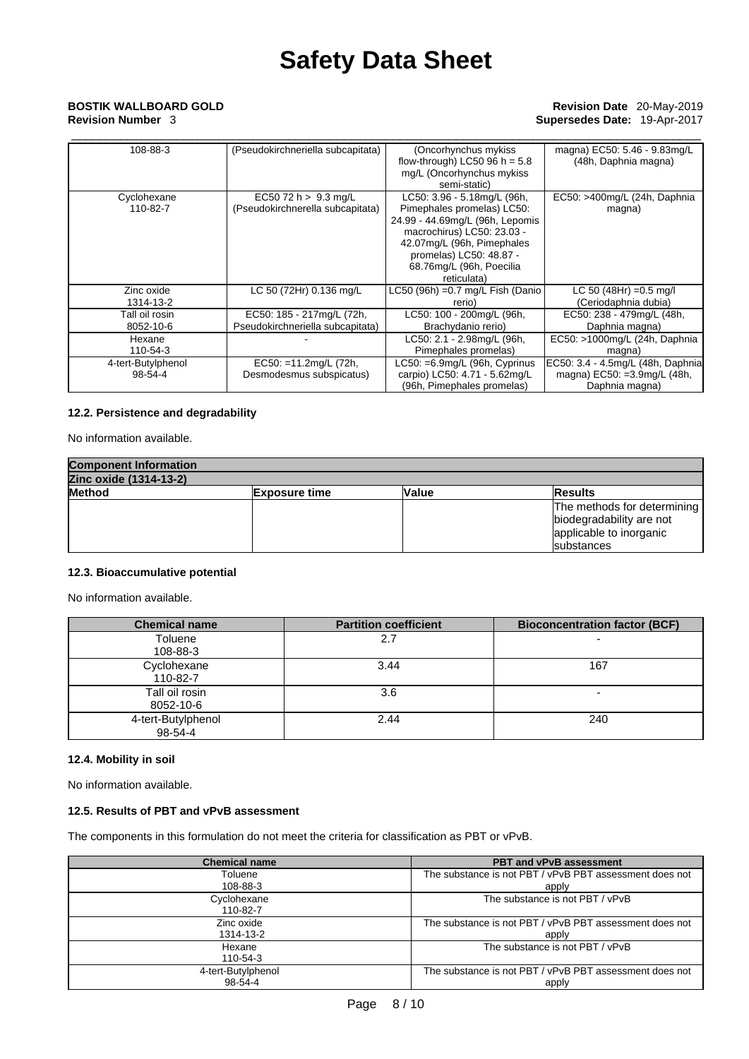# Safety Data Sheet

**BOSTIK WALLBOARD GOLD**
**Revision Number** 3

**Revision Date** 20-May-2019
**Supersedes Date:** 19-Apr-2017

| | | | |
|---|---|---|---|
| 108-88-3 | (Pseudokirchneriella subcapitata) | (Oncorhynchus mykiss flow-through) LC50 96 h = 5.8 mg/L (Oncorhynchus mykiss semi-static) | magna) EC50: 5.46 - 9.83mg/L (48h, Daphnia magna) |
| Cyclohexane 110-82-7 | EC50 72 h > 9.3 mg/L (Pseudokirchnerella subcapitata) | LC50: 3.96 - 5.18mg/L (96h, Pimephales promelas) LC50: 24.99 - 44.69mg/L (96h, Lepomis macrochirus) LC50: 23.03 - 42.07mg/L (96h, Pimephales promelas) LC50: 48.87 - 68.76mg/L (96h, Poecilia reticulata) | EC50: >400mg/L (24h, Daphnia magna) |
| Zinc oxide 1314-13-2 | LC 50 (72Hr) 0.136 mg/L | LC50 (96h) =0.7 mg/L Fish (Danio rerio) | LC 50 (48Hr) =0.5 mg/l (Ceriodaphnia dubia) |
| Tall oil rosin 8052-10-6 | EC50: 185 - 217mg/L (72h, Pseudokirchneriella subcapitata) | LC50: 100 - 200mg/L (96h, Brachydanio rerio) | EC50: 238 - 479mg/L (48h, Daphnia magna) |
| Hexane 110-54-3 | - | LC50: 2.1 - 2.98mg/L (96h, Pimephales promelas) | EC50: >1000mg/L (24h, Daphnia magna) |
| 4-tert-Butylphenol 98-54-4 | EC50: =11.2mg/L (72h, Desmodesmus subspicatus) | LC50: =6.9mg/L (96h, Cyprinus carpio) LC50: 4.71 - 5.62mg/L (96h, Pimephales promelas) | EC50: 3.4 - 4.5mg/L (48h, Daphnia magna) EC50: =3.9mg/L (48h, Daphnia magna) |

#### 12.2. Persistence and degradability

No information available.

| **Component Information** | | | |
|---|---|---|---|
| **Zinc oxide (1314-13-2)** | | | |
| **Method** | **Exposure time** | **Value** | **Results** |
| | | | The methods for determining biodegradability are not applicable to inorganic substances |

#### 12.3. Bioaccumulative potential

No information available.

| Chemical name | Partition coefficient | Bioconcentration factor (BCF) |
|---|---|---|
| Toluene 108-88-3 | 2.7 | - |
| Cyclohexane 110-82-7 | 3.44 | 167 |
| Tall oil rosin 8052-10-6 | 3.6 | - |
| 4-tert-Butylphenol 98-54-4 | 2.44 | 240 |

#### 12.4. Mobility in soil

No information available.

#### 12.5. Results of PBT and vPvB assessment

The components in this formulation do not meet the criteria for classification as PBT or vPvB.

| Chemical name | PBT and vPvB assessment |
|---|---|
| Toluene 108-88-3 | The substance is not PBT / vPvB PBT assessment does not apply |
| Cyclohexane 110-82-7 | The substance is not PBT / vPvB |
| Zinc oxide 1314-13-2 | The substance is not PBT / vPvB PBT assessment does not apply |
| Hexane 110-54-3 | The substance is not PBT / vPvB |
| 4-tert-Butylphenol 98-54-4 | The substance is not PBT / vPvB PBT assessment does not apply |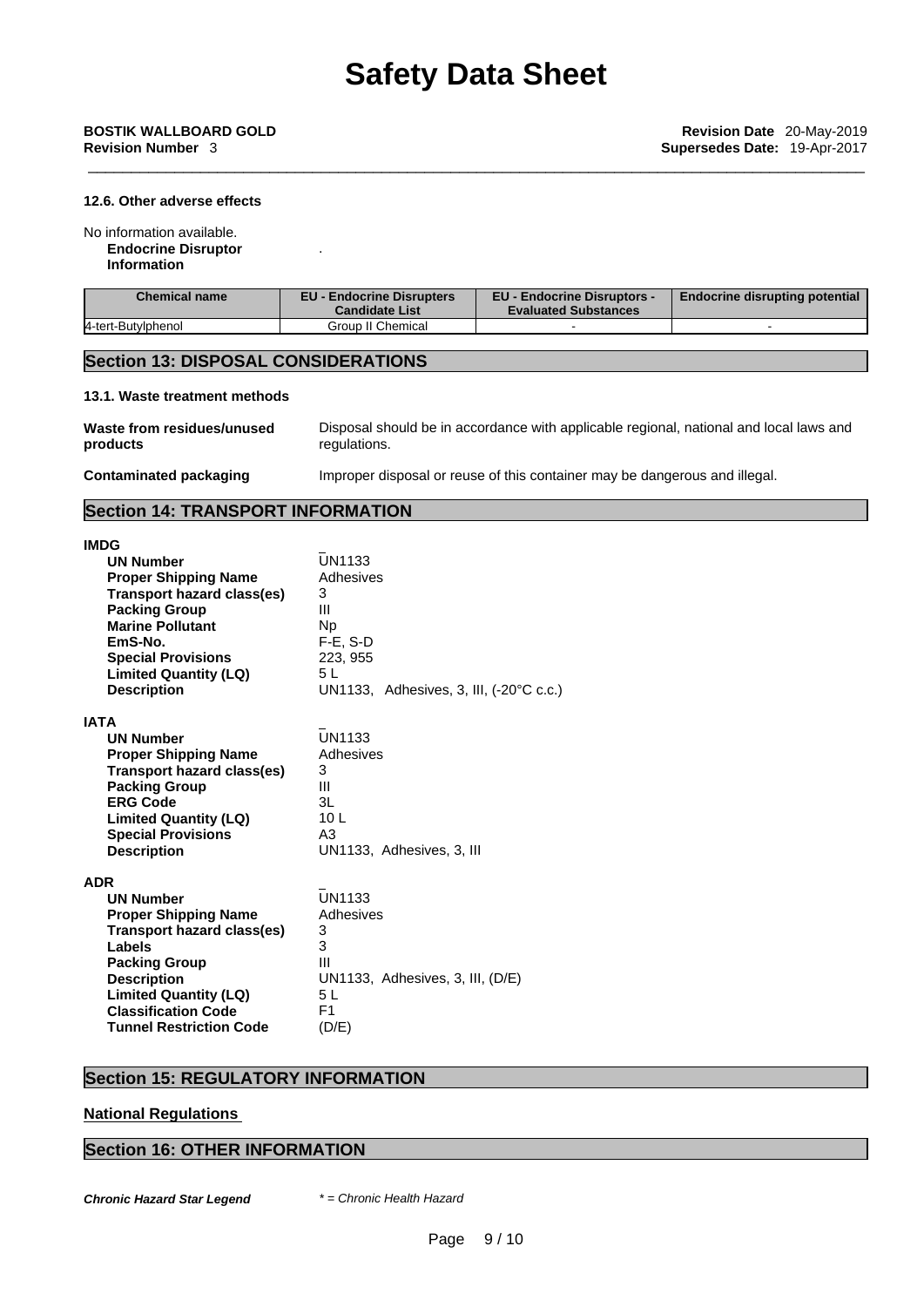### 12.6. Other adverse effects

No information available.

**Endocrine Disruptor Information** .

| Chemical name | EU - Endocrine Disrupters Candidate List | EU - Endocrine Disruptors - Evaluated Substances | Endocrine disrupting potential |
|---|---|---|---|
| 4-tert-Butylphenol | Group II Chemical | - | - |

## Section 13: DISPOSAL CONSIDERATIONS

### 13.1. Waste treatment methods

**Waste from residues/unused products** Disposal should be in accordance with applicable regional, national and local laws and regulations.

**Contaminated packaging** Improper disposal or reuse of this container may be dangerous and illegal.

## Section 14: TRANSPORT INFORMATION

**IMDG**

**UN Number** UN1133
**Proper Shipping Name** Adhesives
**Transport hazard class(es)** 3
**Packing Group** III
**Marine Pollutant** Np
**EmS-No.** F-E, S-D
**Special Provisions** 223, 955
**Limited Quantity (LQ)** 5 L
**Description** UN1133, Adhesives, 3, III, (-20°C c.c.)

**IATA**

**UN Number** UN1133
**Proper Shipping Name** Adhesives
**Transport hazard class(es)** 3
**Packing Group** III
**ERG Code** 3L
**Limited Quantity (LQ)** 10 L
**Special Provisions** A3
**Description** UN1133, Adhesives, 3, III

**ADR**

**UN Number** UN1133
**Proper Shipping Name** Adhesives
**Transport hazard class(es)** 3
**Labels** 3
**Packing Group** III
**Description** UN1133, Adhesives, 3, III, (D/E)
**Limited Quantity (LQ)** 5 L
**Classification Code** F1
**Tunnel Restriction Code** (D/E)

## Section 15: REGULATORY INFORMATION

**National Regulations**

## Section 16: OTHER INFORMATION

***Chronic Hazard Star Legend*** *\* = Chronic Health Hazard*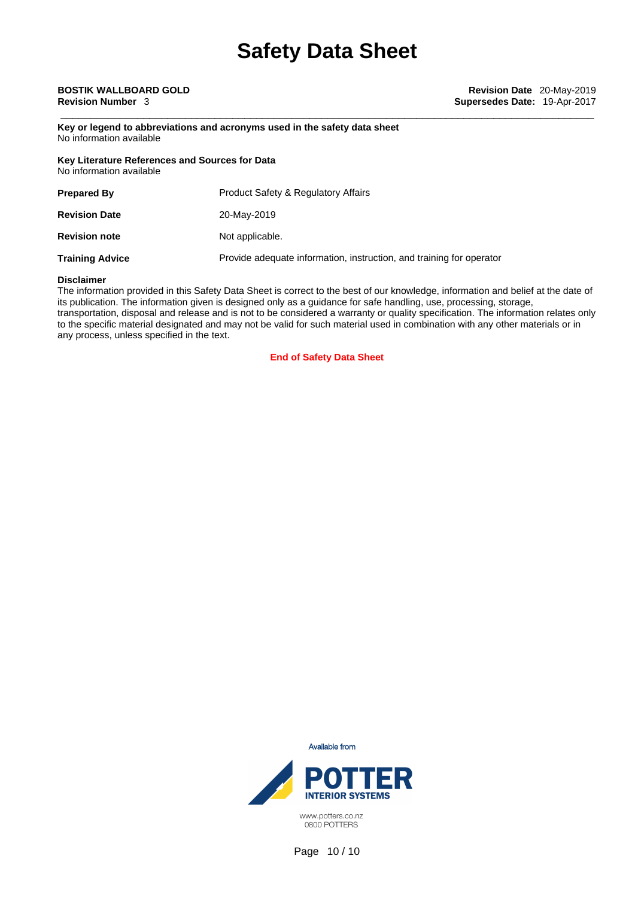**Key or legend to abbreviations and acronyms used in the safety data sheet**
No information available

**Key Literature References and Sources for Data**
No information available

| | |
|---|---|
| **Prepared By** | Product Safety & Regulatory Affairs |
| **Revision Date** | 20-May-2019 |
| **Revision note** | Not applicable. |
| **Training Advice** | Provide adequate information, instruction, and training for operator |

**Disclaimer**
The information provided in this Safety Data Sheet is correct to the best of our knowledge, information and belief at the date of its publication. The information given is designed only as a guidance for safe handling, use, processing, storage, transportation, disposal and release and is not to be considered a warranty or quality specification. The information relates only to the specific material designated and may not be valid for such material used in combination with any other materials or in any process, unless specified in the text.

**End of Safety Data Sheet**

Available from

POTTER INTERIOR SYSTEMS

www.potters.co.nz
0800 POTTERS